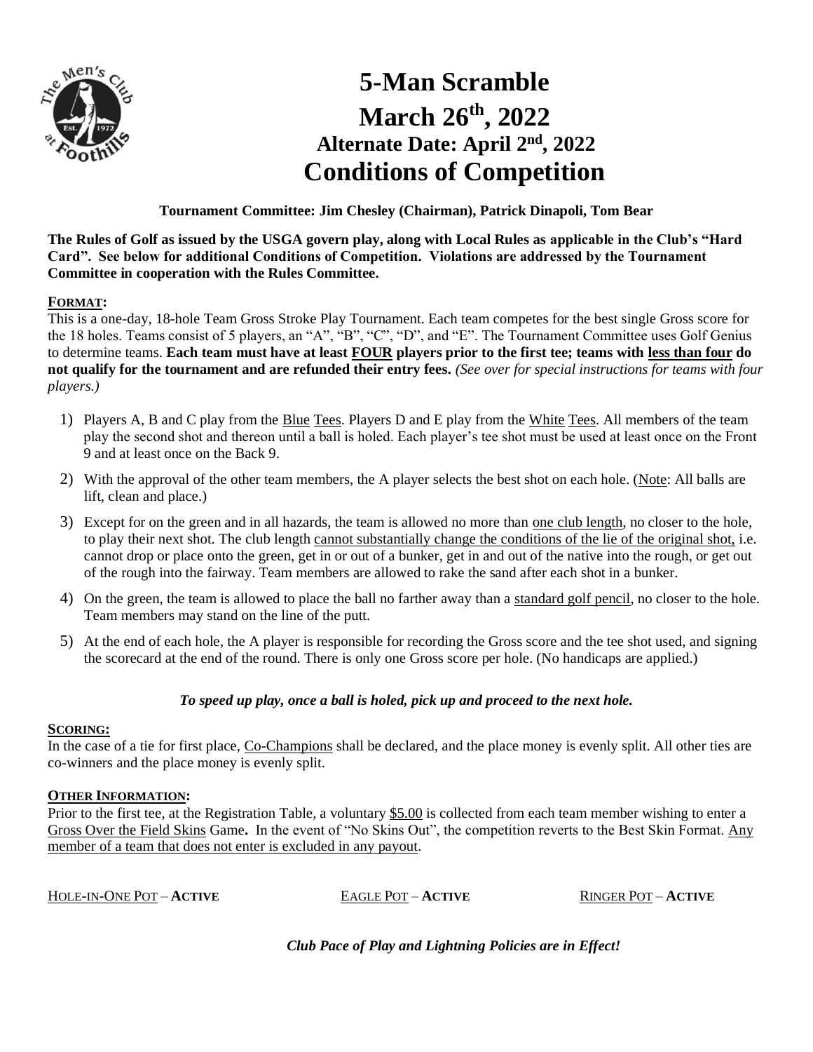# 5-Man Scramble

# March 26th, 2022

## Alternate Date: April 2nd, 2022

# Conditions of Competition

**Tournament Committee: Jim Chesley (Chairman), Patrick Dinapoli, Tom Bear**

**The Rules of Golf as issued by the USGA govern play, along with Local Rules as applicable in the Club's "Hard Card". See below for additional Conditions of Competition. Violations are addressed by the Tournament Committee in cooperation with the Rules Committee.**

**FORMAT:**

This is a one-day, 18-hole Team Gross Stroke Play Tournament. Each team competes for the best single Gross score for the 18 holes. Teams consist of 5 players, an "A", "B", "C", "D", and "E". The Tournament Committee uses Golf Genius to determine teams. **Each team must have at least FOUR players prior to the first tee; teams with less than four do not qualify for the tournament and are refunded their entry fees.** *(See over for special instructions for teams with four players.)*

1) Players A, B and C play from the Blue Tees. Players D and E play from the White Tees. All members of the team play the second shot and thereon until a ball is holed. Each player's tee shot must be used at least once on the Front 9 and at least once on the Back 9.
2) With the approval of the other team members, the A player selects the best shot on each hole. (Note: All balls are lift, clean and place.)
3) Except for on the green and in all hazards, the team is allowed no more than one club length, no closer to the hole, to play their next shot. The club length cannot substantially change the conditions of the lie of the original shot, i.e. cannot drop or place onto the green, get in or out of a bunker, get in and out of the native into the rough, or get out of the rough into the fairway. Team members are allowed to rake the sand after each shot in a bunker.
4) On the green, the team is allowed to place the ball no farther away than a standard golf pencil, no closer to the hole. Team members may stand on the line of the putt.
5) At the end of each hole, the A player is responsible for recording the Gross score and the tee shot used, and signing the scorecard at the end of the round. There is only one Gross score per hole. (No handicaps are applied.)

***To speed up play, once a ball is holed, pick up and proceed to the next hole.***

**SCORING:**

In the case of a tie for first place, Co-Champions shall be declared, and the place money is evenly split. All other ties are co-winners and the place money is evenly split.

**OTHER INFORMATION:**

Prior to the first tee, at the Registration Table, a voluntary $5.00 is collected from each team member wishing to enter a Gross Over the Field Skins Game**.** In the event of "No Skins Out", the competition reverts to the Best Skin Format. Any member of a team that does not enter is excluded in any payout.

HOLE-IN-ONE POT – **ACTIVE**  EAGLE POT – **ACTIVE**  RINGER POT – **ACTIVE**

***Club Pace of Play and Lightning Policies are in Effect!***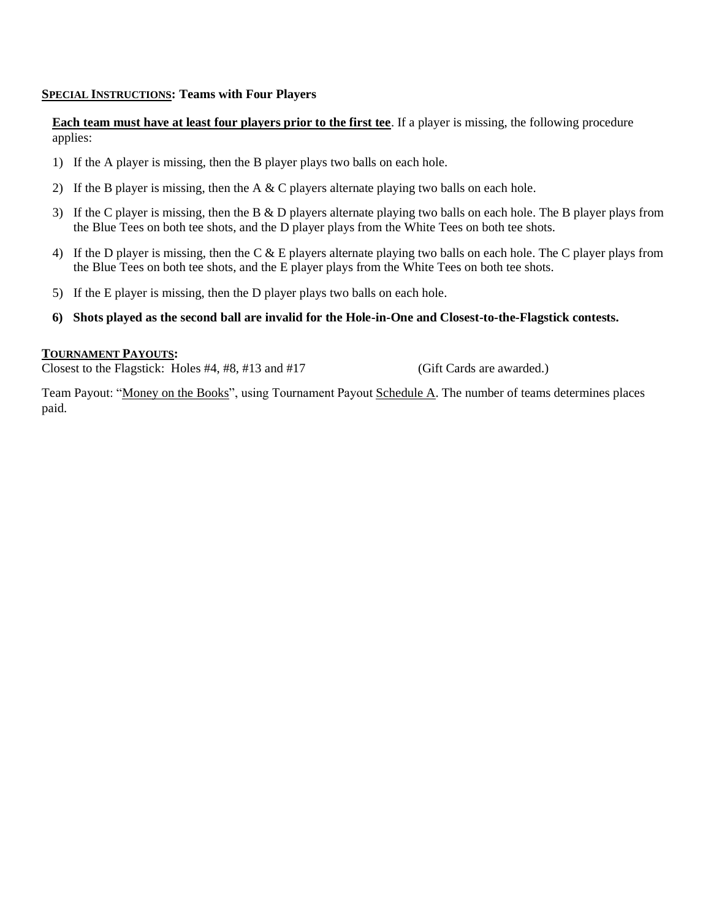**Special Instructions: Teams with Four Players**

**Each team must have at least four players prior to the first tee**. If a player is missing, the following procedure applies:

1) If the A player is missing, then the B player plays two balls on each hole.
2) If the B player is missing, then the A & C players alternate playing two balls on each hole.
3) If the C player is missing, then the B & D players alternate playing two balls on each hole. The B player plays from the Blue Tees on both tee shots, and the D player plays from the White Tees on both tee shots.
4) If the D player is missing, then the C & E players alternate playing two balls on each hole. The C player plays from the Blue Tees on both tee shots, and the E player plays from the White Tees on both tee shots.
5) If the E player is missing, then the D player plays two balls on each hole.
6) **Shots played as the second ball are invalid for the Hole-in-One and Closest-to-the-Flagstick contests.**

**Tournament Payouts:**

Closest to the Flagstick: Holes #4, #8, #13 and #17 (Gift Cards are awarded.)

Team Payout: "Money on the Books", using Tournament Payout Schedule A. The number of teams determines places paid.